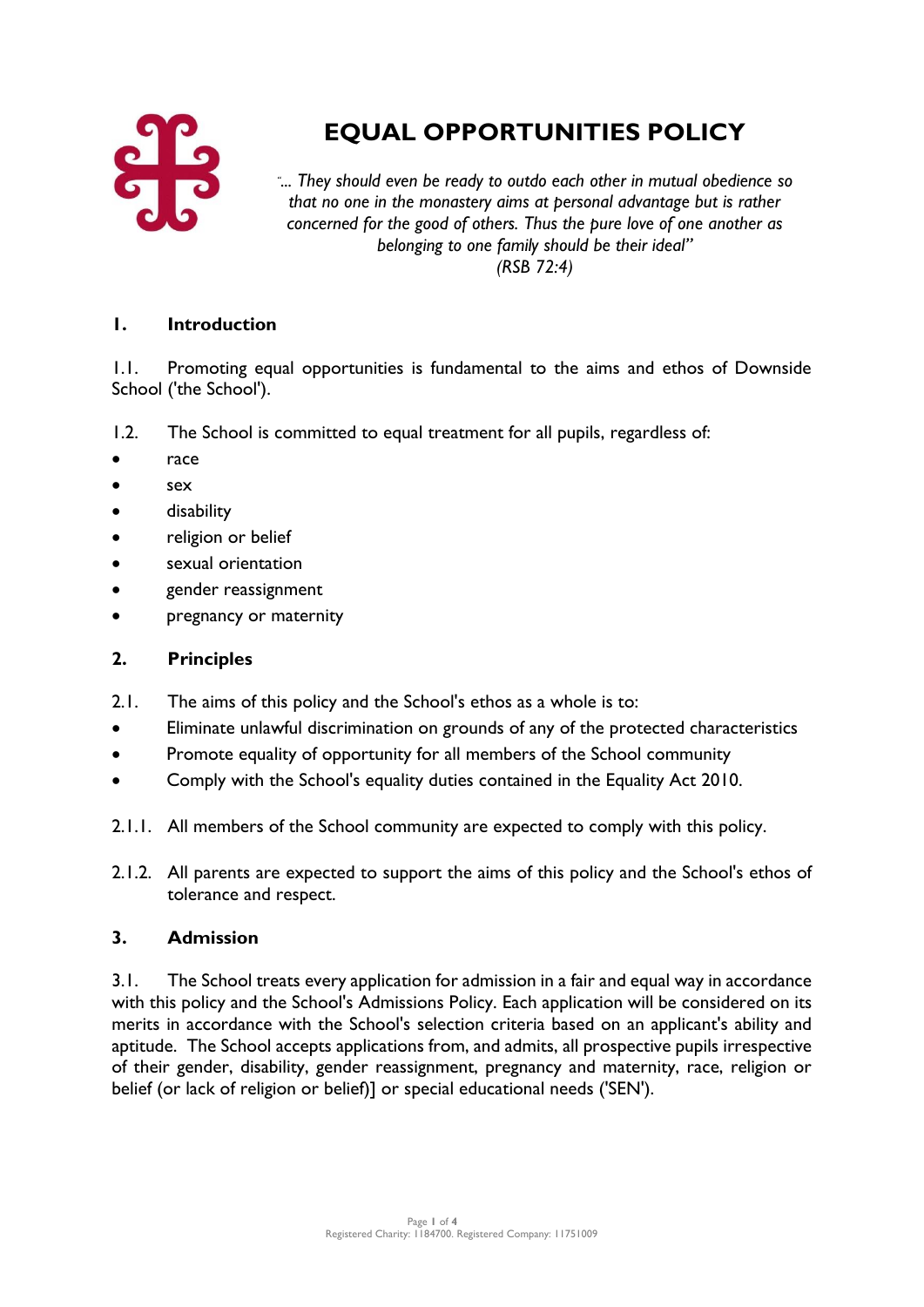# EQUAL OPPORTUNITIES POLICY

*"... They should even be ready to outdo each other in mutual obedience so that no one in the monastery aims at personal advantage but is rather concerned for the good of others. Thus the pure love of one another as belonging to one family should be their ideal"*
*(RSB 72:4)*

## 1. Introduction

1.1. Promoting equal opportunities is fundamental to the aims and ethos of Downside School ('the School').

1.2. The School is committed to equal treatment for all pupils, regardless of:

- race
- sex
- disability
- religion or belief
- sexual orientation
- gender reassignment
- pregnancy or maternity

## 2. Principles

2.1. The aims of this policy and the School's ethos as a whole is to:

- Eliminate unlawful discrimination on grounds of any of the protected characteristics
- Promote equality of opportunity for all members of the School community
- Comply with the School's equality duties contained in the Equality Act 2010.

2.1.1. All members of the School community are expected to comply with this policy.

2.1.2. All parents are expected to support the aims of this policy and the School's ethos of tolerance and respect.

## 3. Admission

3.1. The School treats every application for admission in a fair and equal way in accordance with this policy and the School's Admissions Policy. Each application will be considered on its merits in accordance with the School's selection criteria based on an applicant's ability and aptitude. The School accepts applications from, and admits, all prospective pupils irrespective of their gender, disability, gender reassignment, pregnancy and maternity, race, religion or belief (or lack of religion or belief)] or special educational needs ('SEN').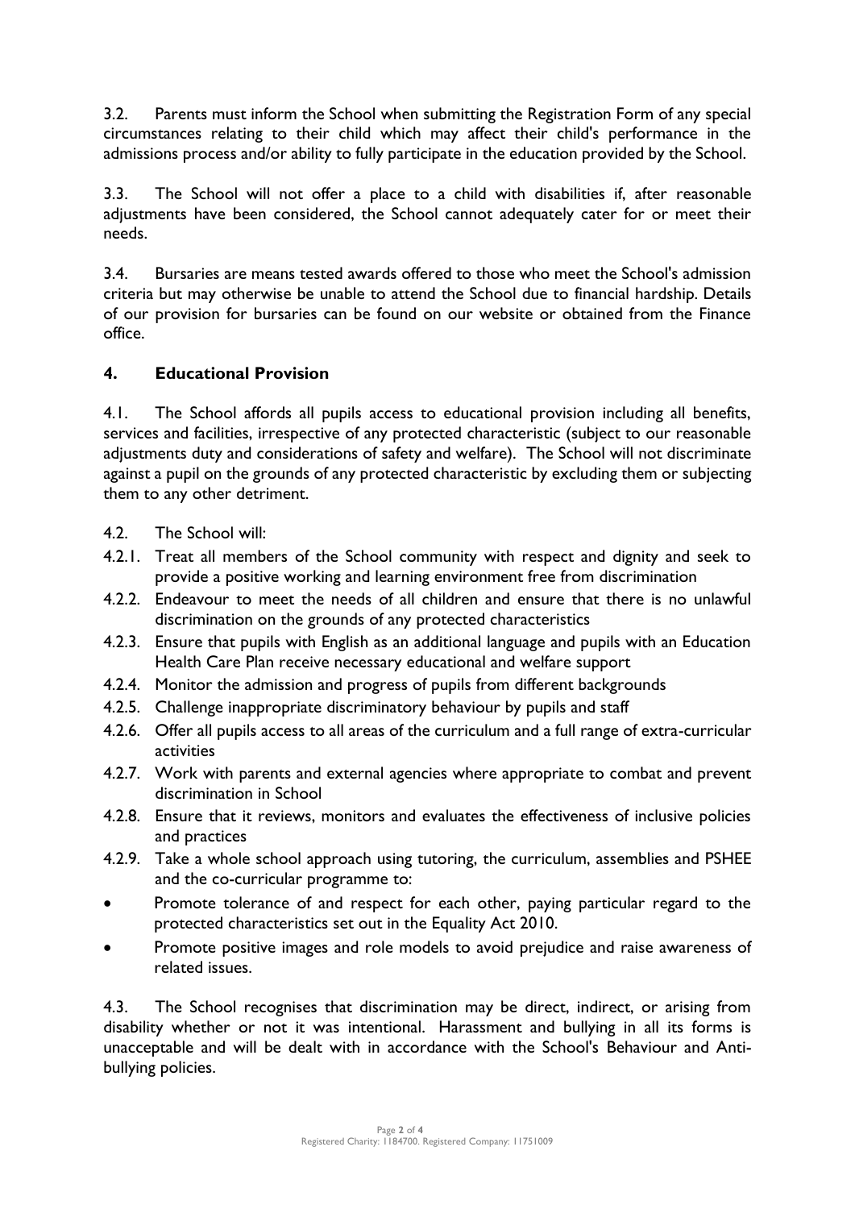3.2. Parents must inform the School when submitting the Registration Form of any special circumstances relating to their child which may affect their child's performance in the admissions process and/or ability to fully participate in the education provided by the School.

3.3. The School will not offer a place to a child with disabilities if, after reasonable adjustments have been considered, the School cannot adequately cater for or meet their needs.

3.4. Bursaries are means tested awards offered to those who meet the School's admission criteria but may otherwise be unable to attend the School due to financial hardship. Details of our provision for bursaries can be found on our website or obtained from the Finance office.

## 4. Educational Provision

4.1. The School affords all pupils access to educational provision including all benefits, services and facilities, irrespective of any protected characteristic (subject to our reasonable adjustments duty and considerations of safety and welfare). The School will not discriminate against a pupil on the grounds of any protected characteristic by excluding them or subjecting them to any other detriment.

4.2. The School will:

4.2.1. Treat all members of the School community with respect and dignity and seek to provide a positive working and learning environment free from discrimination

4.2.2. Endeavour to meet the needs of all children and ensure that there is no unlawful discrimination on the grounds of any protected characteristics

4.2.3. Ensure that pupils with English as an additional language and pupils with an Education Health Care Plan receive necessary educational and welfare support

4.2.4. Monitor the admission and progress of pupils from different backgrounds

4.2.5. Challenge inappropriate discriminatory behaviour by pupils and staff

4.2.6. Offer all pupils access to all areas of the curriculum and a full range of extra-curricular activities

4.2.7. Work with parents and external agencies where appropriate to combat and prevent discrimination in School

4.2.8. Ensure that it reviews, monitors and evaluates the effectiveness of inclusive policies and practices

4.2.9. Take a whole school approach using tutoring, the curriculum, assemblies and PSHEE and the co-curricular programme to:

- Promote tolerance of and respect for each other, paying particular regard to the protected characteristics set out in the Equality Act 2010.
- Promote positive images and role models to avoid prejudice and raise awareness of related issues.

4.3. The School recognises that discrimination may be direct, indirect, or arising from disability whether or not it was intentional. Harassment and bullying in all its forms is unacceptable and will be dealt with in accordance with the School's Behaviour and Anti-bullying policies.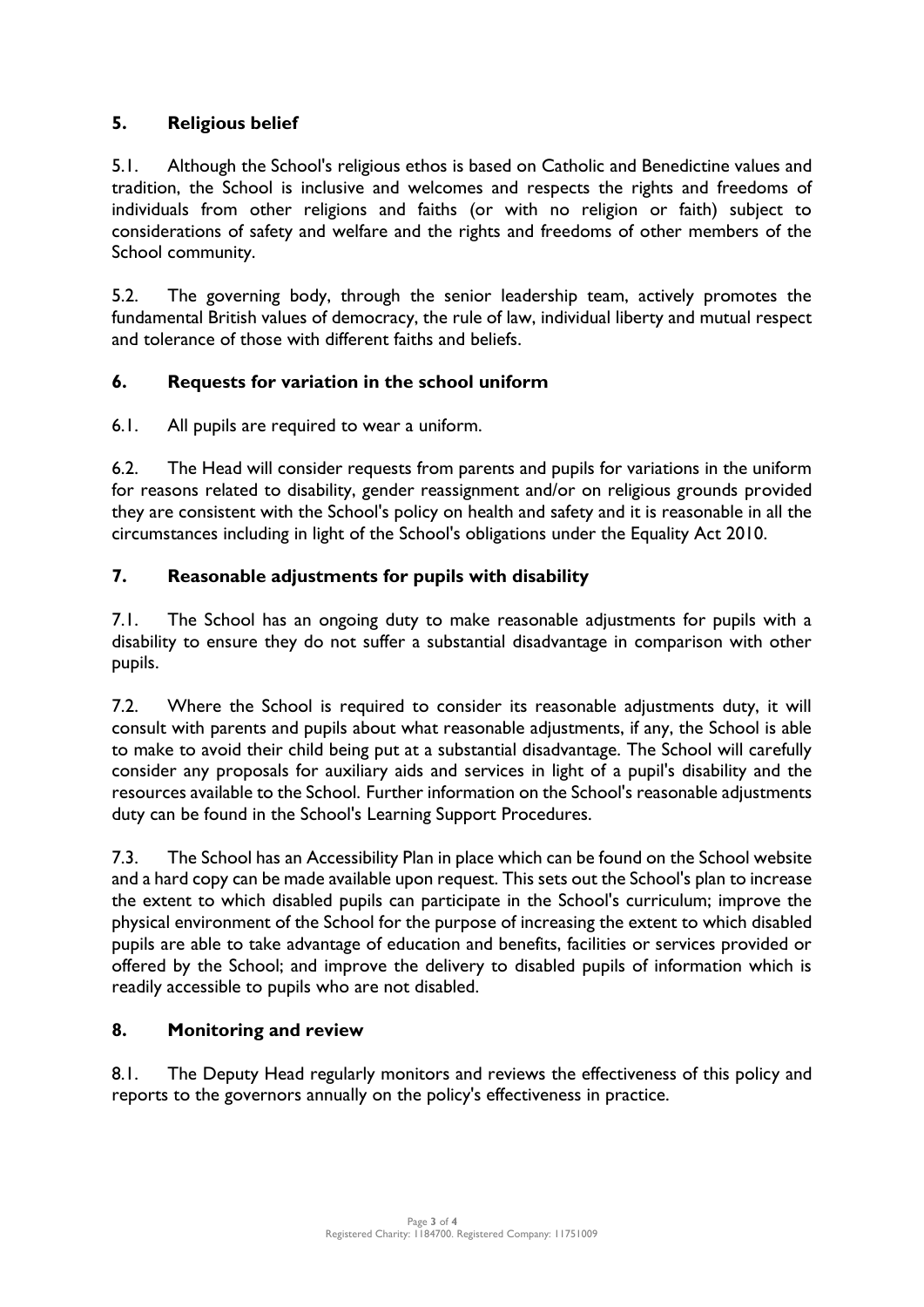## 5. Religious belief

5.1. Although the School's religious ethos is based on Catholic and Benedictine values and tradition, the School is inclusive and welcomes and respects the rights and freedoms of individuals from other religions and faiths (or with no religion or faith) subject to considerations of safety and welfare and the rights and freedoms of other members of the School community.

5.2. The governing body, through the senior leadership team, actively promotes the fundamental British values of democracy, the rule of law, individual liberty and mutual respect and tolerance of those with different faiths and beliefs.

## 6. Requests for variation in the school uniform

6.1. All pupils are required to wear a uniform.

6.2. The Head will consider requests from parents and pupils for variations in the uniform for reasons related to disability, gender reassignment and/or on religious grounds provided they are consistent with the School's policy on health and safety and it is reasonable in all the circumstances including in light of the School's obligations under the Equality Act 2010.

## 7. Reasonable adjustments for pupils with disability

7.1. The School has an ongoing duty to make reasonable adjustments for pupils with a disability to ensure they do not suffer a substantial disadvantage in comparison with other pupils.

7.2. Where the School is required to consider its reasonable adjustments duty, it will consult with parents and pupils about what reasonable adjustments, if any, the School is able to make to avoid their child being put at a substantial disadvantage. The School will carefully consider any proposals for auxiliary aids and services in light of a pupil's disability and the resources available to the School. Further information on the School's reasonable adjustments duty can be found in the School's Learning Support Procedures.

7.3. The School has an Accessibility Plan in place which can be found on the School website and a hard copy can be made available upon request. This sets out the School's plan to increase the extent to which disabled pupils can participate in the School's curriculum; improve the physical environment of the School for the purpose of increasing the extent to which disabled pupils are able to take advantage of education and benefits, facilities or services provided or offered by the School; and improve the delivery to disabled pupils of information which is readily accessible to pupils who are not disabled.

## 8. Monitoring and review

8.1. The Deputy Head regularly monitors and reviews the effectiveness of this policy and reports to the governors annually on the policy's effectiveness in practice.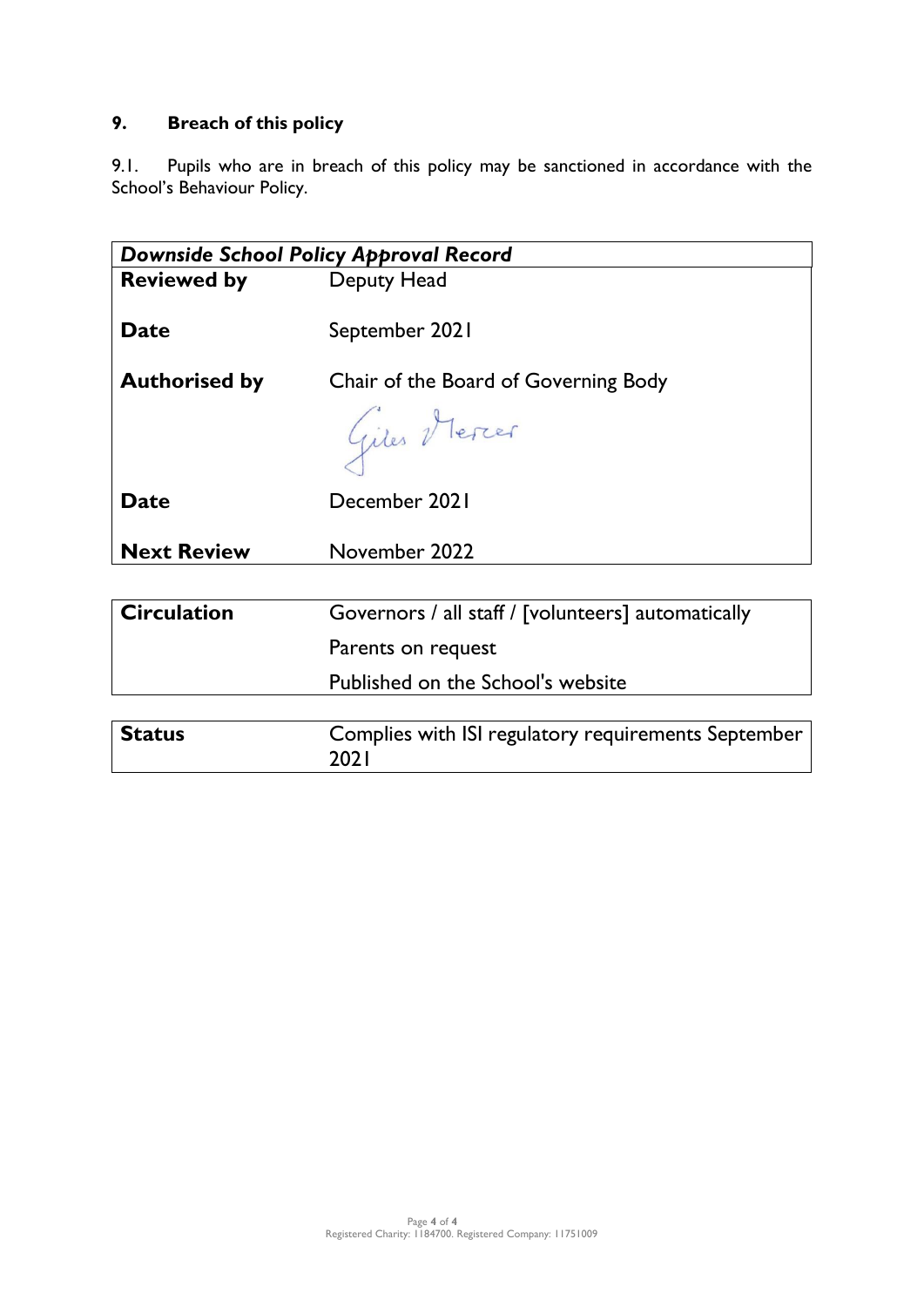## 9. Breach of this policy

9.1. Pupils who are in breach of this policy may be sanctioned in accordance with the School's Behaviour Policy.

| *Downside School Policy Approval Record* | |
|---|---|
| **Reviewed by** | Deputy Head |
| **Date** | September 2021 |
| **Authorised by** | Chair of the Board of Governing Body<br>Giles Mercer |
| **Date** | December 2021 |
| **Next Review** | November 2022 |

| | |
|---|---|
| **Circulation** | Governors / all staff / [volunteers] automatically |
| | Parents on request |
| | Published on the School's website |

| | |
|---|---|
| **Status** | Complies with ISI regulatory requirements September 2021 |

Registered Charity: 1184700. Registered Company: 11751009